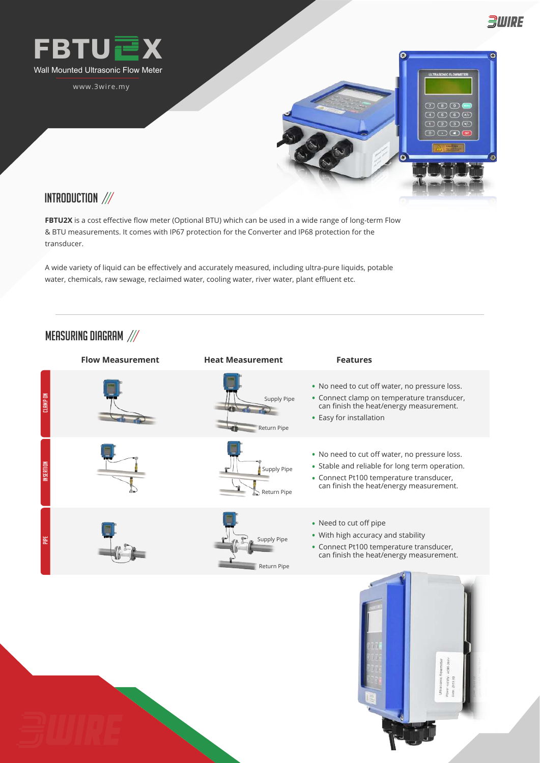# FBTU2X

Wall Mounted Ultrasonic Flow Meter

www.3wire.my

## INTRODUCTION

**FBTU2X** is a cost effective flow meter (Optional BTU) which can be used in a wide range of long-term Flow & BTU measurements. It comes with IP67 protection for the Converter and IP68 protection for the transducer.

A wide variety of liquid can be effectively and accurately measured, including ultra-pure liquids, potable water, chemicals, raw sewage, reclaimed water, cooling water, river water, plant effluent etc.

## MEASURING DIAGRAM

| | Flow Measurement | Heat Measurement | Features |
|---|---|---|---|
| CLAMP ON | | Supply Pipe / Return Pipe | • No need to cut off water, no pressure loss.<br>• Connect clamp on temperature transducer, can finish the heat/energy measurement.<br>• Easy for installation |
| INSERTION | | Supply Pipe / Return Pipe | • No need to cut off water, no pressure loss.<br>• Stable and reliable for long term operation.<br>• Connect Pt100 temperature transducer, can finish the heat/energy measurement. |
| PIPE | | Supply Pipe / Return Pipe | • Need to cut off pipe<br>• With high accuracy and stability<br>• Connect Pt100 temperature transducer, can finish the heat/energy measurement. |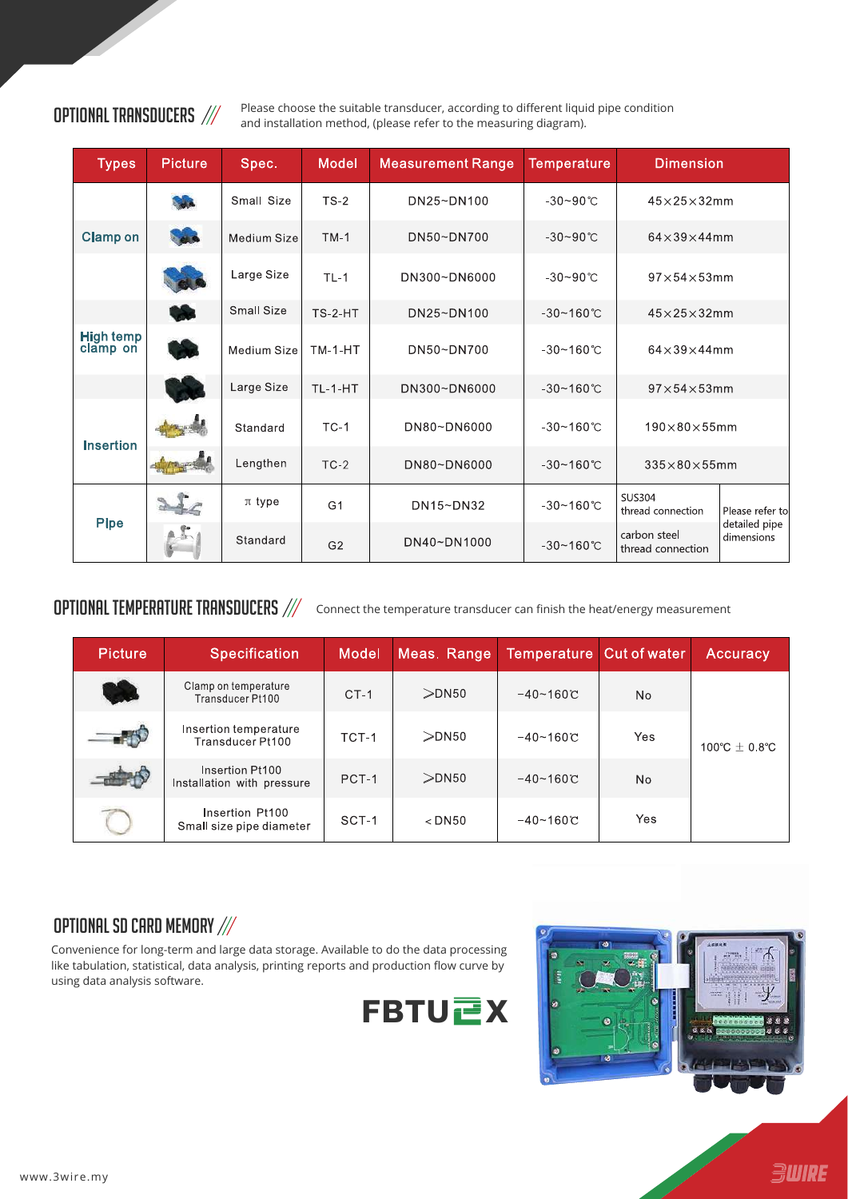## OPTIONAL TRANSDUCERS ///

Please choose the suitable transducer, according to different liquid pipe condition and installation method, (please refer to the measuring diagram).

| Types | Picture | Spec. | Model | Measurement Range | Temperature | Dimension | |
|---|---|---|---|---|---|---|---|
| Clamp on | | Small Size | TS-2 | DN25~DN100 | -30~90℃ | 45×25×32mm | |
| | | Medium Size | TM-1 | DN50~DN700 | -30~90℃ | 64×39×44mm | |
| | | Large Size | TL-1 | DN300~DN6000 | -30~90℃ | 97×54×53mm | |
| High temp clamp on | | Small Size | TS-2-HT | DN25~DN100 | -30~160℃ | 45×25×32mm | |
| | | Medium Size | TM-1-HT | DN50~DN700 | -30~160℃ | 64×39×44mm | |
| | | Large Size | TL-1-HT | DN300~DN6000 | -30~160℃ | 97×54×53mm | |
| Insertion | | Standard | TC-1 | DN80~DN6000 | -30~160℃ | 190×80×55mm | |
| | | Lengthen | TC-2 | DN80~DN6000 | -30~160℃ | 335×80×55mm | |
| Pipe | | π type | G1 | DN15~DN32 | -30~160℃ | SUS304 thread connection | Please refer to detailed pipe dimensions |
| | | Standard | G2 | DN40~DN1000 | -30~160℃ | carbon steel thread connection | |

## OPTIONAL TEMPERATURE TRANSDUCERS ///

Connect the temperature transducer can finish the heat/energy measurement

| Picture | Specification | Model | Meas. Range | Temperature | Cut of water | Accuracy |
|---|---|---|---|---|---|---|
| | Clamp on temperature Transducer Pt100 | CT-1 | >DN50 | -40~160℃ | No | 100℃ ± 0.8℃ |
| | Insertion temperature Transducer Pt100 | TCT-1 | >DN50 | -40~160℃ | Yes | |
| | Insertion Pt100 Installation with pressure | PCT-1 | >DN50 | -40~160℃ | No | |
| | Insertion Pt100 Small size pipe diameter | SCT-1 | <DN50 | -40~160℃ | Yes | |

## OPTIONAL SD CARD MEMORY ///

Convenience for long-term and large data storage. Available to do the data processing like tabulation, statistical, data analysis, printing reports and production flow curve by using data analysis software.

FBTUEX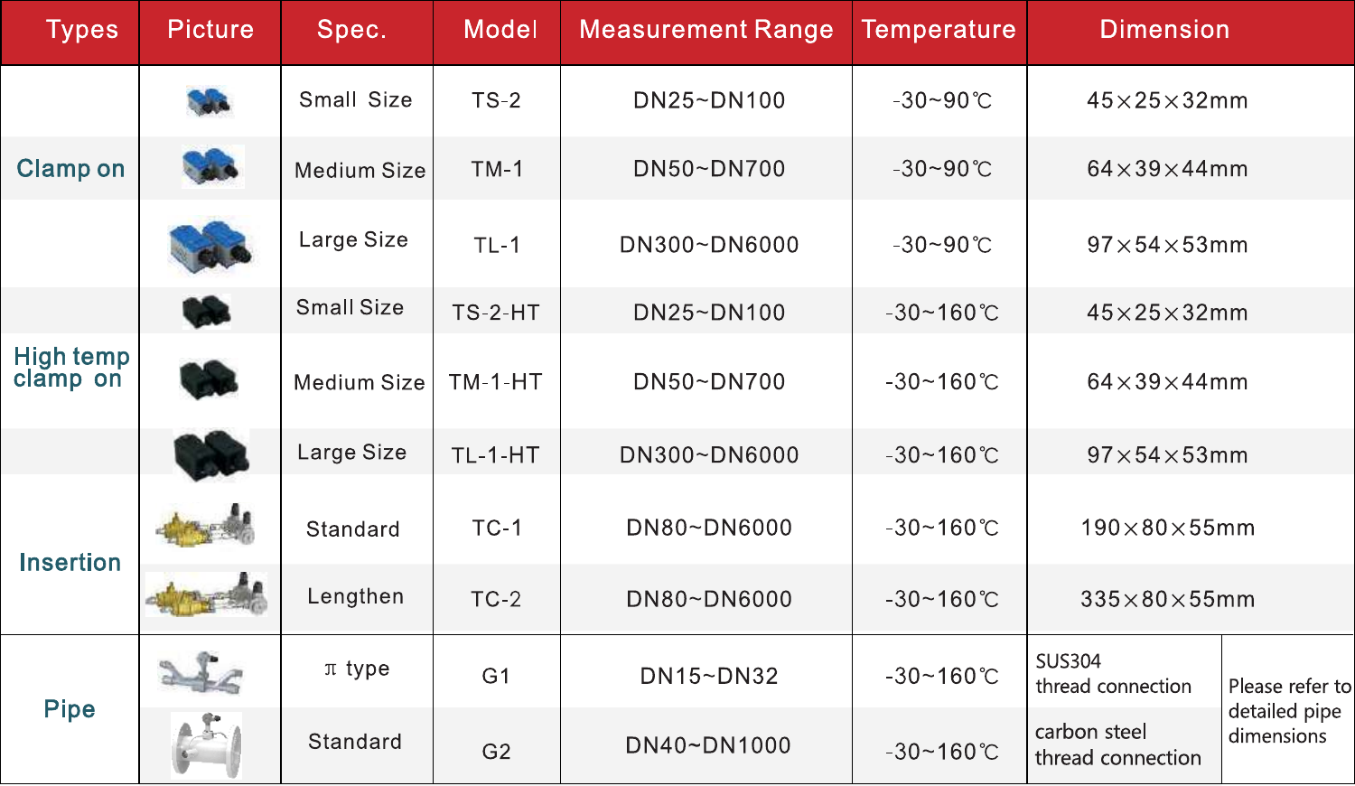| Types | Picture | Spec. | Model | Measurement Range | Temperature | Dimension | |
|---|---|---|---|---|---|---|---|
| Clamp on | | Small Size | TS-2 | DN25~DN100 | -30~90℃ | 45×25×32mm | |
| | | Medium Size | TM-1 | DN50~DN700 | -30~90℃ | 64×39×44mm | |
| | | Large Size | TL-1 | DN300~DN6000 | -30~90℃ | 97×54×53mm | |
| High temp clamp on | | Small Size | TS-2-HT | DN25~DN100 | -30~160℃ | 45×25×32mm | |
| | | Medium Size | TM-1-HT | DN50~DN700 | -30~160℃ | 64×39×44mm | |
| | | Large Size | TL-1-HT | DN300~DN6000 | -30~160℃ | 97×54×53mm | |
| Insertion | | Standard | TC-1 | DN80~DN6000 | -30~160℃ | 190×80×55mm | |
| | | Lengthen | TC-2 | DN80~DN6000 | -30~160℃ | 335×80×55mm | |
| Pipe | | π type | G1 | DN15~DN32 | -30~160℃ | SUS304 thread connection | Please refer to detailed pipe dimensions |
| | | Standard | G2 | DN40~DN1000 | -30~160℃ | carbon steel thread connection | |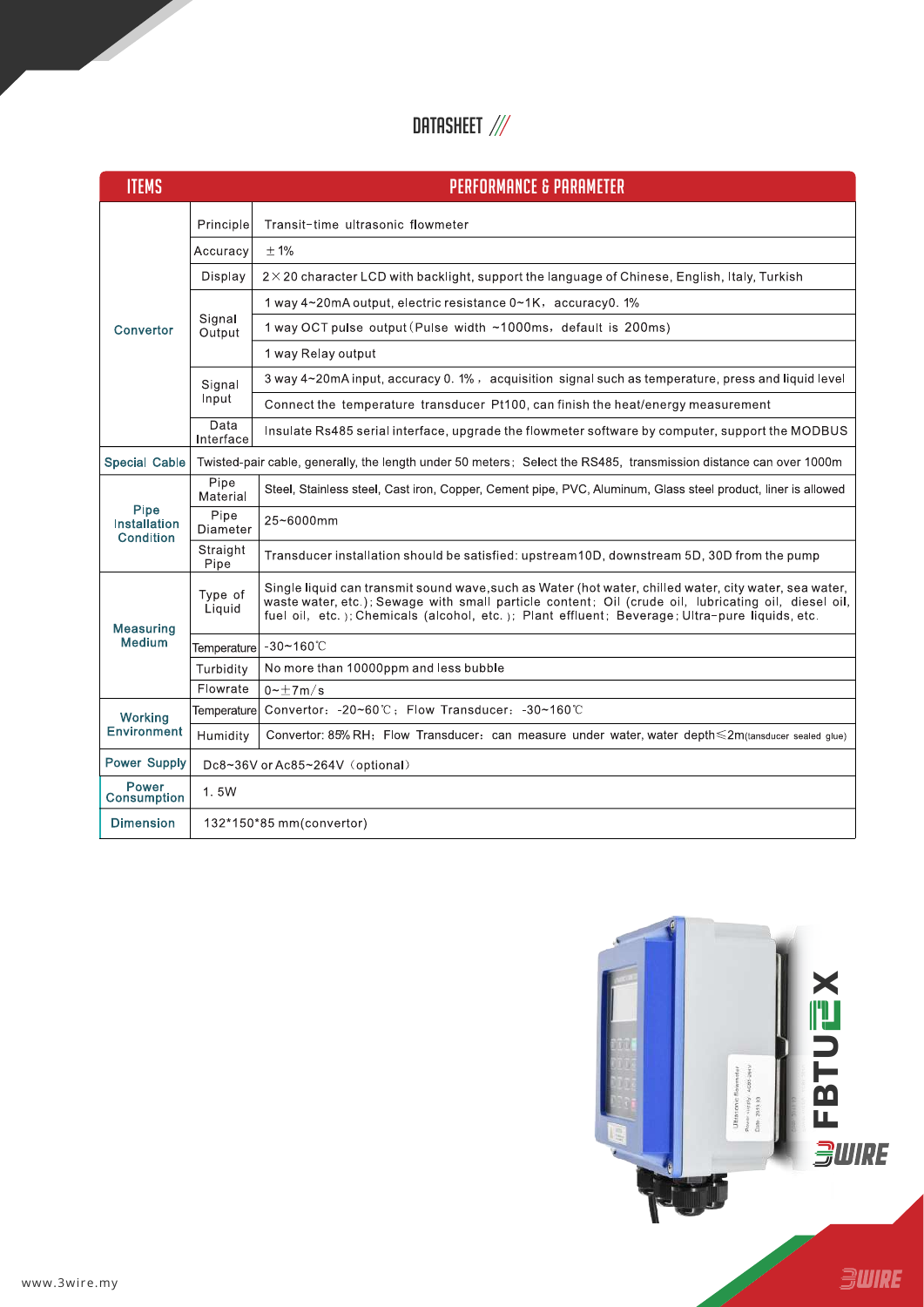# DATASHEET ///

| ITEMS | | PERFORMANCE & PARAMETER |
|---|---|---|
| Convertor | Principle | Transit-time ultrasonic flowmeter |
| | Accuracy | ±1% |
| | Display | 2×20 character LCD with backlight, support the language of Chinese, English, Italy, Turkish |
| | Signal Output | 1 way 4~20mA output, electric resistance 0~1K, accuracy0. 1% |
| | | 1 way OCT pulse output (Pulse width ~1000ms, default is 200ms) |
| | | 1 way Relay output |
| | Signal Input | 3 way 4~20mA input, accuracy 0. 1%, acquisition signal such as temperature, press and liquid level |
| | | Connect the temperature transducer Pt100, can finish the heat/energy measurement |
| | Data Interface | Insulate Rs485 serial interface, upgrade the flowmeter software by computer, support the MODBUS |
| Special Cable | Twisted-pair cable, generally, the length under 50 meters; Select the RS485, transmission distance can over 1000m | |
| Pipe Installation Condition | Pipe Material | Steel, Stainless steel, Cast iron, Copper, Cement pipe, PVC, Aluminum, Glass steel product, liner is allowed |
| | Pipe Diameter | 25~6000mm |
| | Straight Pipe | Transducer installation should be satisfied: upstream10D, downstream 5D, 30D from the pump |
| Measuring Medium | Type of Liquid | Single liquid can transmit sound wave,such as Water (hot water, chilled water, city water, sea water, waste water, etc.); Sewage with small particle content; Oil (crude oil, lubricating oil, diesel oil, fuel oil, etc.); Chemicals (alcohol, etc.); Plant effluent; Beverage; Ultra-pure liquids, etc. |
| | Temperature | -30~160℃ |
| | Turbidity | No more than 10000ppm and less bubble |
| | Flowrate | 0~±7m/s |
| Working Environment | Temperature | Convertor: -20~60℃; Flow Transducer: -30~160℃ |
| | Humidity | Convertor: 85% RH; Flow Transducer: can measure under water, water depth≤2m(tansducer sealed glue) |
| Power Supply | Dc8~36V or Ac85~264V (optional) | |
| Power Consumption | 1. 5W | |
| Dimension | 132*150*85 mm(convertor) | |

FBTU-X

3WIRE

www.3wire.my